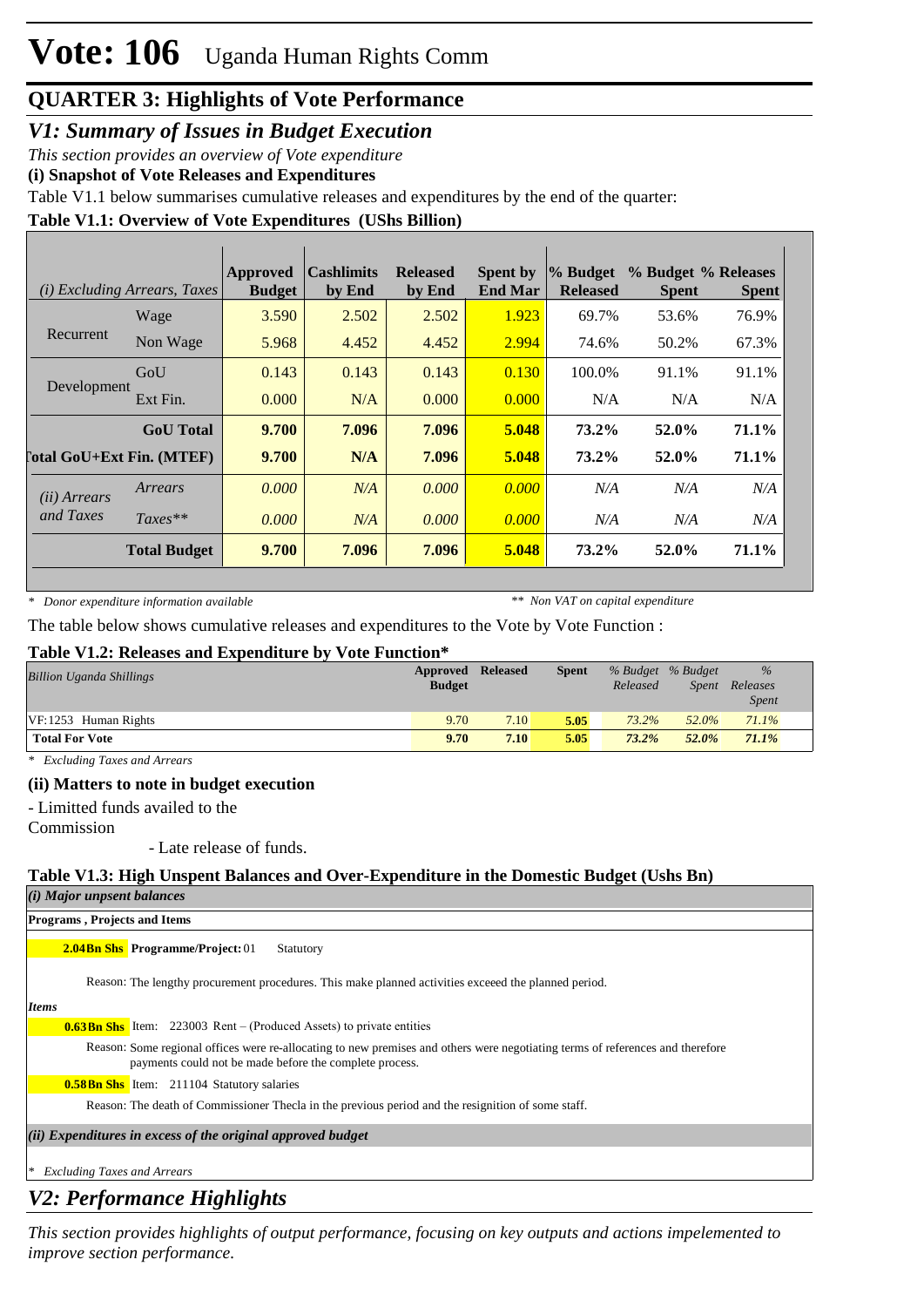# Vote: 106 Uganda Human Rights Comm

## QUARTER 3: Highlights of Vote Performance

### *V1: Summary of Issues in Budget Execution*

*This section provides an overview of Vote expenditure*

**(i) Snapshot of Vote Releases and Expenditures**

Table V1.1 below summarises cumulative releases and expenditures by the end of the quarter:

**Table V1.1: Overview of Vote Expenditures (UShs Billion)**

| *(i) Excluding Arrears, Taxes* | | Approved Budget | Cashlimits by End | Released by End | Spent by End Mar | % Budget Released | % Budget Spent | % Releases Spent |
|---|---|---|---|---|---|---|---|---|
| Recurrent | Wage | 3.590 | 2.502 | 2.502 | 1.923 | 69.7% | 53.6% | 76.9% |
| | Non Wage | 5.968 | 4.452 | 4.452 | 2.994 | 74.6% | 50.2% | 67.3% |
| Development | GoU | 0.143 | 0.143 | 0.143 | 0.130 | 100.0% | 91.1% | 91.1% |
| | Ext Fin. | 0.000 | N/A | 0.000 | 0.000 | N/A | N/A | N/A |
| | **GoU Total** | **9.700** | **7.096** | **7.096** | **5.048** | **73.2%** | **52.0%** | **71.1%** |
| **Total GoU+Ext Fin. (MTEF)** | | **9.700** | **N/A** | **7.096** | **5.048** | **73.2%** | **52.0%** | **71.1%** |
| *(ii) Arrears and Taxes* | *Arrears* | *0.000* | *N/A* | *0.000* | *0.000* | *N/A* | *N/A* | *N/A* |
| | *Taxes*** | *0.000* | *N/A* | *0.000* | *0.000* | *N/A* | *N/A* | *N/A* |
| | **Total Budget** | **9.700** | **7.096** | **7.096** | **5.048** | **73.2%** | **52.0%** | **71.1%** |

\* *Donor expenditure information available* ** *Non VAT on capital expenditure*

The table below shows cumulative releases and expenditures to the Vote by Vote Function :

**Table V1.2: Releases and Expenditure by Vote Function***

| *Billion Uganda Shillings* | Approved Budget | Released | Spent | *% Budget Released* | *% Budget Spent* | *% Releases Spent* |
|---|---|---|---|---|---|---|
| VF:1253 Human Rights | 9.70 | 7.10 | 5.05 | 73.2% | 52.0% | 71.1% |
| **Total For Vote** | **9.70** | **7.10** | **5.05** | ***73.2%*** | ***52.0%*** | ***71.1%*** |

\* *Excluding Taxes and Arrears*

**(ii) Matters to note in budget execution**

- Limitted funds availed to the Commission

- Late release of funds.

**Table V1.3: High Unspent Balances and Over-Expenditure in the Domestic Budget (Ushs Bn)**

*(i) Major unpsent balances*

**Programs , Projects and Items**

**2.04Bn Shs** **Programme/Project:** 01 Statutory

Reason: The lengthy procurement procedures. This make planned activities exceeed the planned period.

*Items*

**0.63Bn Shs** Item: 223003 Rent – (Produced Assets) to private entities

Reason: Some regional offices were re-allocating to new premises and others were negotiating terms of references and therefore payments could not be made before the complete process.

**0.58Bn Shs** Item: 211104 Statutory salaries

Reason: The death of Commissioner Thecla in the previous period and the resignition of some staff.

*(ii) Expenditures in excess of the original approved budget*

\* *Excluding Taxes and Arrears*

### *V2: Performance Highlights*

*This section provides highlights of output performance, focusing on key outputs and actions impelemented to improve section performance.*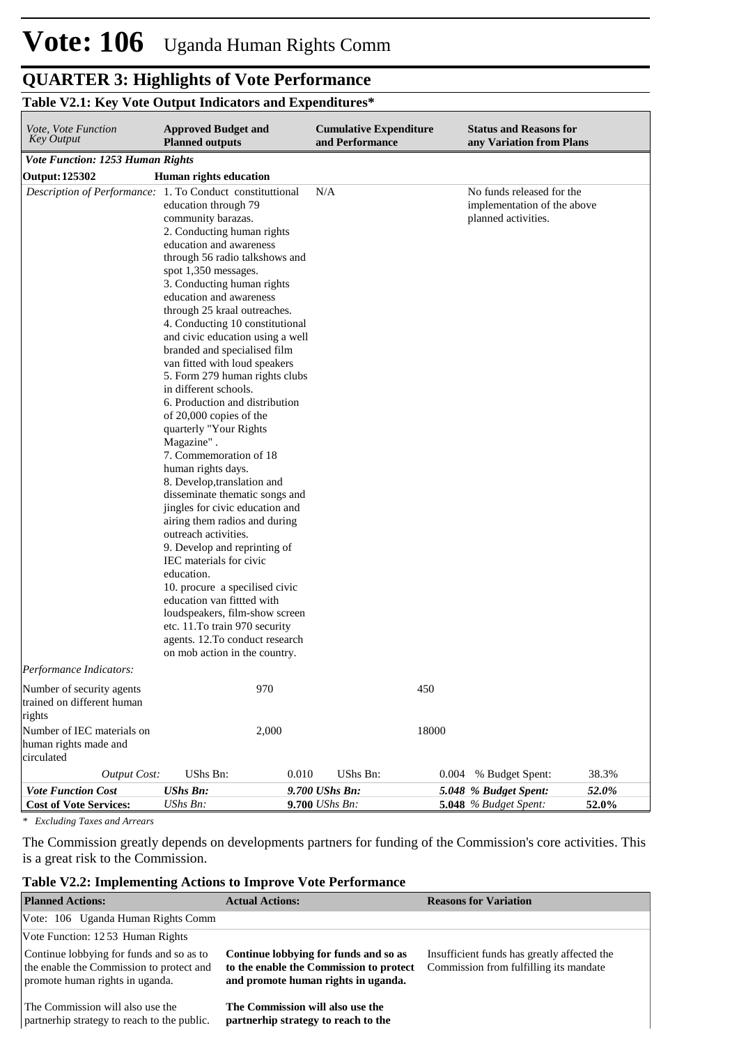# Vote: 106 Uganda Human Rights Comm

## QUARTER 3: Highlights of Vote Performance

### Table V2.1: Key Vote Output Indicators and Expenditures*

| *Vote, Vote Function Key Output* | **Approved Budget and Planned outputs** | | **Cumulative Expenditure and Performance** | | **Status and Reasons for any Variation from Plans** | |
|---|---|---|---|---|---|---|
| ***Vote Function: 1253 Human Rights*** | | | | | | |
| **Output: 125302** | **Human rights education** | | | | | |
| *Description of Performance:* | 1. To Conduct constituttional education through 79 community barazas. 2. Conducting human rights education and awareness through 56 radio talkshows and spot 1,350 messages. 3. Conducting human rights education and awareness through 25 kraal outreaches. 4. Conducting 10 constitutional and civic education using a well branded and specialised film van fitted with loud speakers 5. Form 279 human rights clubs in different schools. 6. Production and distribution of 20,000 copies of the quarterly "Your Rights Magazine" . 7. Commemoration of 18 human rights days. 8. Develop,translation and disseminate thematic songs and jingles for civic education and airing them radios and during outreach activities. 9. Develop and reprinting of IEC materials for civic education. 10. procure a specilised civic education van fittted with loudspeakers, film-show screen etc. 11.To train 970 security agents. 12.To conduct research on mob action in the country. | | N/A | | No funds released for the implementation of the above planned activities. | |
| *Performance Indicators:* | | | | | | |
| Number of security agents trained on different human rights | | 970 | | 450 | | |
| Number of IEC materials on human rights made and circulated | | 2,000 | | 18000 | | |
| *Output Cost:* | UShs Bn: | 0.010 | UShs Bn: | 0.004 | % Budget Spent: | 38.3% |
| ***Vote Function Cost*** | ***UShs Bn:*** | | ***9.700 UShs Bn:*** | | ***5.048 % Budget Spent:*** | ***52.0%*** |
| ***Cost of Vote Services:*** | *UShs Bn:* | | **9.700** *UShs Bn:* | | **5.048** *% Budget Spent:* | **52.0%** |

*\* Excluding Taxes and Arrears*

The Commission greatly depends on developments partners for funding of the Commission's core activities. This is a great risk to the Commission.

### Table V2.2: Implementing Actions to Improve Vote Performance

| **Planned Actions:** | **Actual Actions:** | **Reasons for Variation** |
|---|---|---|
| Vote: 106 Uganda Human Rights Comm | | |
| Vote Function: 12 53 Human Rights | | |
| Continue lobbying for funds and so as to the enable the Commission to protect and promote human rights in uganda. | **Continue lobbying for funds and so as to the enable the Commission to protect and promote human rights in uganda.** | Insufficient funds has greatly affected the Commission from fulfilling its mandate |
| The Commission will also use the partnerhip strategy to reach to the public. | **The Commission will also use the partnerhip strategy to reach to the** | |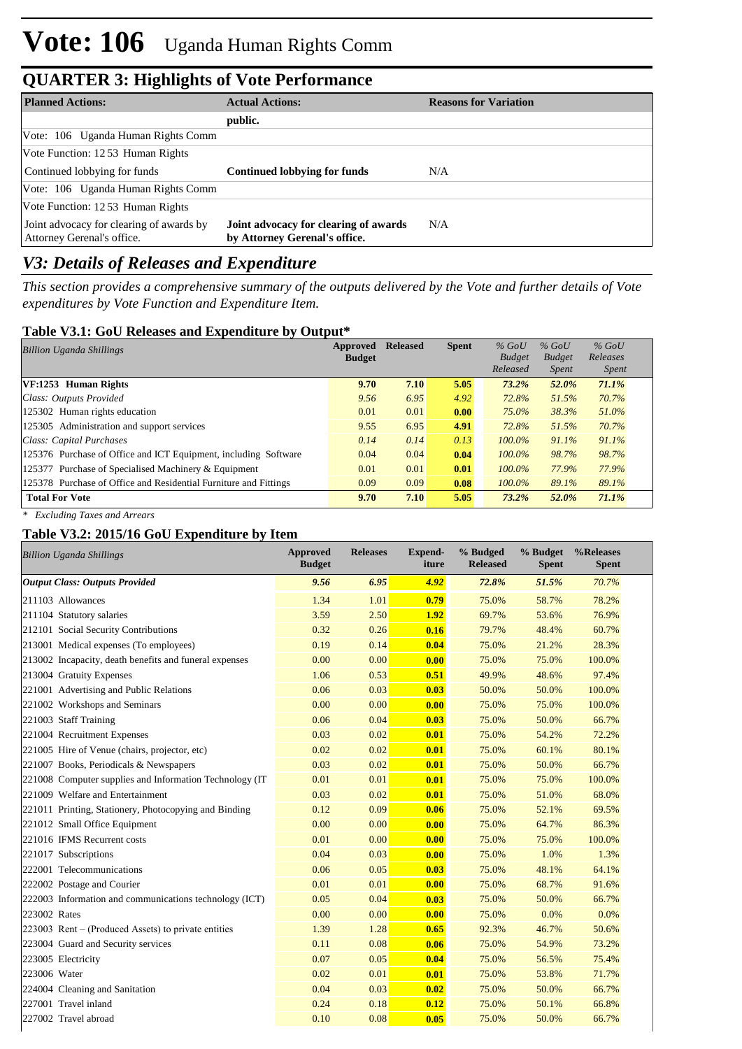# Vote: 106 Uganda Human Rights Comm

## QUARTER 3: Highlights of Vote Performance

| Planned Actions: | Actual Actions: | Reasons for Variation |
|---|---|---|
| | **public.** | |
| Vote: 106 Uganda Human Rights Comm | | |
| Vote Function: 12 53 Human Rights | | |
| Continued lobbying for funds | **Continued lobbying for funds** | N/A |
| Vote: 106 Uganda Human Rights Comm | | |
| Vote Function: 12 53 Human Rights | | |
| Joint advocacy for clearing of awards by Attorney Gerenal's office. | **Joint advocacy for clearing of awards by Attorney Gerenal's office.** | N/A |

## *V3: Details of Releases and Expenditure*

*This section provides a comprehensive summary of the outputs delivered by the Vote and further details of Vote expenditures by Vote Function and Expenditure Item.*

### Table V3.1: GoU Releases and Expenditure by Output*

| *Billion Uganda Shillings* | Approved Budget | Released | Spent | *% GoU Budget Released* | *% GoU Budget Spent* | *% GoU Releases Spent* |
|---|---|---|---|---|---|---|
| **VF:1253 Human Rights** | **9.70** | **7.10** | **5.05** | ***73.2%*** | ***52.0%*** | ***71.1%*** |
| *Class: Outputs Provided* | *9.56* | *6.95* | *4.92* | *72.8%* | *51.5%* | *70.7%* |
| 125302 Human rights education | 0.01 | 0.01 | **0.00** | *75.0%* | *38.3%* | *51.0%* |
| 125305 Administration and support services | 9.55 | 6.95 | **4.91** | *72.8%* | *51.5%* | *70.7%* |
| *Class: Capital Purchases* | *0.14* | *0.14* | *0.13* | *100.0%* | *91.1%* | *91.1%* |
| 125376 Purchase of Office and ICT Equipment, including Software | 0.04 | 0.04 | **0.04** | *100.0%* | *98.7%* | *98.7%* |
| 125377 Purchase of Specialised Machinery & Equipment | 0.01 | 0.01 | **0.01** | *100.0%* | *77.9%* | *77.9%* |
| 125378 Purchase of Office and Residential Furniture and Fittings | 0.09 | 0.09 | **0.08** | *100.0%* | *89.1%* | *89.1%* |
| **Total For Vote** | **9.70** | **7.10** | **5.05** | ***73.2%*** | ***52.0%*** | ***71.1%*** |

*\* Excluding Taxes and Arrears*

### Table V3.2: 2015/16 GoU Expenditure by Item

| *Billion Uganda Shillings* | Approved Budget | Releases | Expend-iture | % Budged Released | % Budget Spent | %Releases Spent |
|---|---|---|---|---|---|---|
| ***Output Class: Outputs Provided*** | ***9.56*** | ***6.95*** | ***4.92*** | ***72.8%*** | ***51.5%*** | *70.7%* |
| 211103 Allowances | 1.34 | 1.01 | **0.79** | 75.0% | 58.7% | 78.2% |
| 211104 Statutory salaries | 3.59 | 2.50 | **1.92** | 69.7% | 53.6% | 76.9% |
| 212101 Social Security Contributions | 0.32 | 0.26 | **0.16** | 79.7% | 48.4% | 60.7% |
| 213001 Medical expenses (To employees) | 0.19 | 0.14 | **0.04** | 75.0% | 21.2% | 28.3% |
| 213002 Incapacity, death benefits and funeral expenses | 0.00 | 0.00 | **0.00** | 75.0% | 75.0% | 100.0% |
| 213004 Gratuity Expenses | 1.06 | 0.53 | **0.51** | 49.9% | 48.6% | 97.4% |
| 221001 Advertising and Public Relations | 0.06 | 0.03 | **0.03** | 50.0% | 50.0% | 100.0% |
| 221002 Workshops and Seminars | 0.00 | 0.00 | **0.00** | 75.0% | 75.0% | 100.0% |
| 221003 Staff Training | 0.06 | 0.04 | **0.03** | 75.0% | 50.0% | 66.7% |
| 221004 Recruitment Expenses | 0.03 | 0.02 | **0.01** | 75.0% | 54.2% | 72.2% |
| 221005 Hire of Venue (chairs, projector, etc) | 0.02 | 0.02 | **0.01** | 75.0% | 60.1% | 80.1% |
| 221007 Books, Periodicals & Newspapers | 0.03 | 0.02 | **0.01** | 75.0% | 50.0% | 66.7% |
| 221008 Computer supplies and Information Technology (IT | 0.01 | 0.01 | **0.01** | 75.0% | 75.0% | 100.0% |
| 221009 Welfare and Entertainment | 0.03 | 0.02 | **0.01** | 75.0% | 51.0% | 68.0% |
| 221011 Printing, Stationery, Photocopying and Binding | 0.12 | 0.09 | **0.06** | 75.0% | 52.1% | 69.5% |
| 221012 Small Office Equipment | 0.00 | 0.00 | **0.00** | 75.0% | 64.7% | 86.3% |
| 221016 IFMS Recurrent costs | 0.01 | 0.00 | **0.00** | 75.0% | 75.0% | 100.0% |
| 221017 Subscriptions | 0.04 | 0.03 | **0.00** | 75.0% | 1.0% | 1.3% |
| 222001 Telecommunications | 0.06 | 0.05 | **0.03** | 75.0% | 48.1% | 64.1% |
| 222002 Postage and Courier | 0.01 | 0.01 | **0.00** | 75.0% | 68.7% | 91.6% |
| 222003 Information and communications technology (ICT) | 0.05 | 0.04 | **0.03** | 75.0% | 50.0% | 66.7% |
| 223002 Rates | 0.00 | 0.00 | **0.00** | 75.0% | 0.0% | 0.0% |
| 223003 Rent – (Produced Assets) to private entities | 1.39 | 1.28 | **0.65** | 92.3% | 46.7% | 50.6% |
| 223004 Guard and Security services | 0.11 | 0.08 | **0.06** | 75.0% | 54.9% | 73.2% |
| 223005 Electricity | 0.07 | 0.05 | **0.04** | 75.0% | 56.5% | 75.4% |
| 223006 Water | 0.02 | 0.01 | **0.01** | 75.0% | 53.8% | 71.7% |
| 224004 Cleaning and Sanitation | 0.04 | 0.03 | **0.02** | 75.0% | 50.0% | 66.7% |
| 227001 Travel inland | 0.24 | 0.18 | **0.12** | 75.0% | 50.1% | 66.8% |
| 227002 Travel abroad | 0.10 | 0.08 | **0.05** | 75.0% | 50.0% | 66.7% |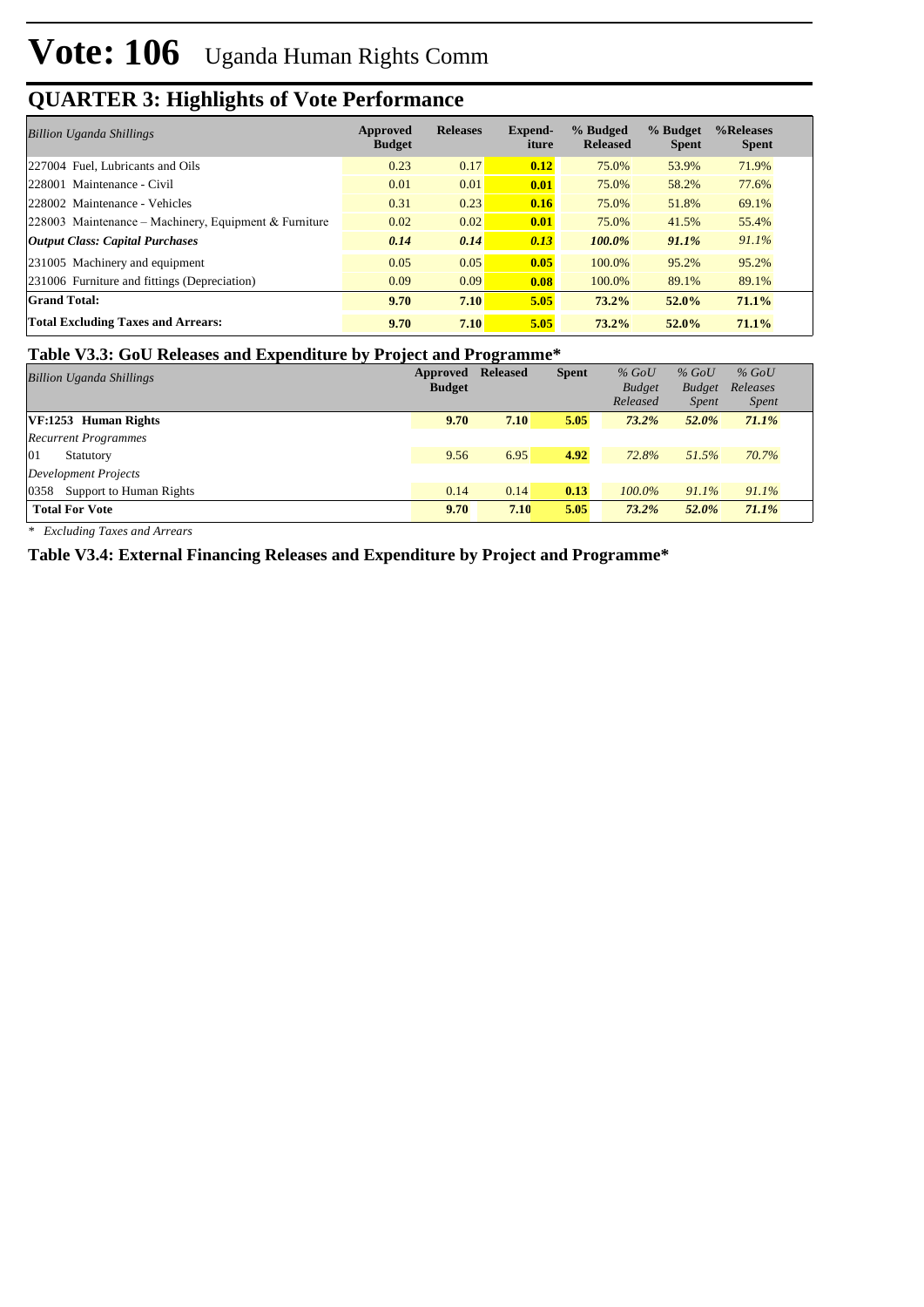# Vote: 106 Uganda Human Rights Comm

## QUARTER 3: Highlights of Vote Performance

| *Billion Uganda Shillings* | Approved Budget | Releases | Expend-iture | % Budged Released | % Budget Spent | %Releases Spent |
|---|---|---|---|---|---|---|
| 227004 Fuel, Lubricants and Oils | 0.23 | 0.17 | **0.12** | 75.0% | 53.9% | 71.9% |
| 228001 Maintenance - Civil | 0.01 | 0.01 | **0.01** | 75.0% | 58.2% | 77.6% |
| 228002 Maintenance - Vehicles | 0.31 | 0.23 | **0.16** | 75.0% | 51.8% | 69.1% |
| 228003 Maintenance – Machinery, Equipment & Furniture | 0.02 | 0.02 | **0.01** | 75.0% | 41.5% | 55.4% |
| ***Output Class: Capital Purchases*** | ***0.14*** | ***0.14*** | ***0.13*** | ***100.0%*** | ***91.1%*** | *91.1%* |
| 231005 Machinery and equipment | 0.05 | 0.05 | **0.05** | 100.0% | 95.2% | 95.2% |
| 231006 Furniture and fittings (Depreciation) | 0.09 | 0.09 | **0.08** | 100.0% | 89.1% | 89.1% |
| **Grand Total:** | **9.70** | **7.10** | **5.05** | **73.2%** | **52.0%** | **71.1%** |
| **Total Excluding Taxes and Arrears:** | **9.70** | **7.10** | **5.05** | **73.2%** | **52.0%** | **71.1%** |

### Table V3.3: GoU Releases and Expenditure by Project and Programme*

| *Billion Uganda Shillings* | Approved Budget | Released | Spent | *% GoU Budget Released* | *% GoU Budget Spent* | *% GoU Releases Spent* |
|---|---|---|---|---|---|---|
| **VF:1253 Human Rights** | **9.70** | **7.10** | **5.05** | ***73.2%*** | ***52.0%*** | ***71.1%*** |
| *Recurrent Programmes* | | | | | | |
| 01 Statutory | 9.56 | 6.95 | **4.92** | *72.8%* | *51.5%* | *70.7%* |
| *Development Projects* | | | | | | |
| 0358 Support to Human Rights | 0.14 | 0.14 | **0.13** | *100.0%* | *91.1%* | *91.1%* |
| **Total For Vote** | **9.70** | **7.10** | **5.05** | ***73.2%*** | ***52.0%*** | ***71.1%*** |

*\* Excluding Taxes and Arrears*

### Table V3.4: External Financing Releases and Expenditure by Project and Programme*